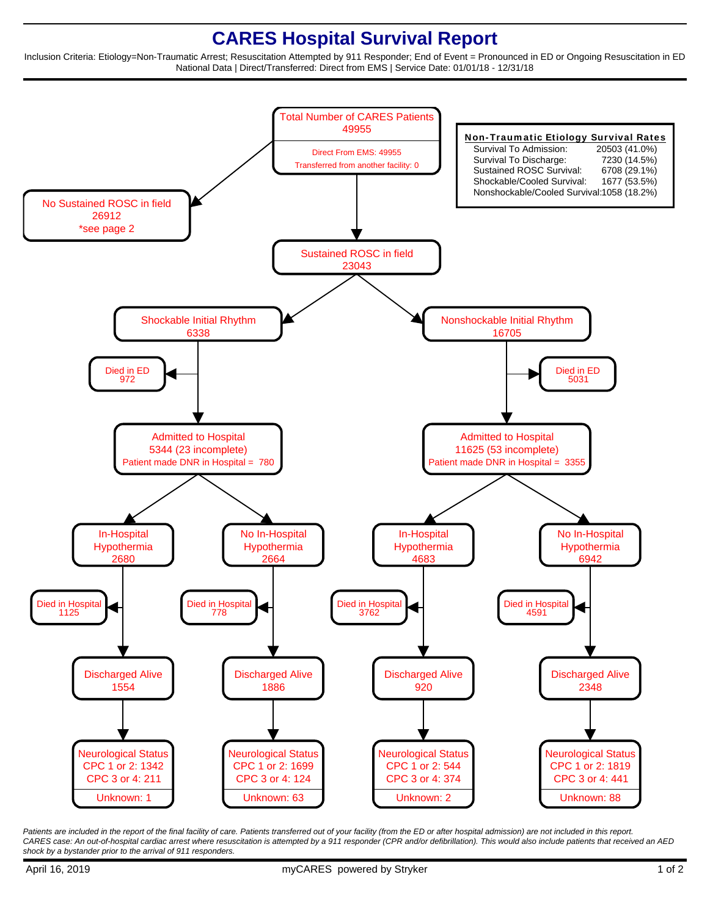# CARES Hospital Survival Report

Inclusion Criteria: Etiology=Non-Traumatic Arrest; Resuscitation Attempted by 911 Responder; End of Event = Pronounced in ED or Ongoing Resuscitation in ED
National Data | Direct/Transferred: Direct from EMS | Service Date: 01/01/18 - 12/31/18

**Total Number of CARES Patients**
49955

- Direct From EMS: 49955
- Transferred from another facility: 0

**No Sustained ROSC in field**
26912
*see page 2

**Sustained ROSC in field**
23043

| Non-Traumatic Etiology Survival Rates | |
|---|---|
| Survival To Admission: | 20503 (41.0%) |
| Survival To Discharge: | 7230 (14.5%) |
| Sustained ROSC Survival: | 6708 (29.1%) |
| Shockable/Cooled Survival: | 1677 (53.5%) |
| Nonshockable/Cooled Survival: | 1058 (18.2%) |

## Shockable Initial Rhythm: 6338

- Died in ED: 972
- Admitted to Hospital: 5344 (23 incomplete)
  - Patient made DNR in Hospital = 780

| | In-Hospital Hypothermia | No In-Hospital Hypothermia |
|---|---|---|
| Total | 2680 | 2664 |
| Died in Hospital | 1125 | 778 |
| Discharged Alive | 1554 | 1886 |
| Neurological Status CPC 1 or 2 | 1342 | 1699 |
| Neurological Status CPC 3 or 4 | 211 | 124 |
| Unknown | 1 | 63 |

## Nonshockable Initial Rhythm: 16705

- Died in ED: 5031
- Admitted to Hospital: 11625 (53 incomplete)
  - Patient made DNR in Hospital = 3355

| | In-Hospital Hypothermia | No In-Hospital Hypothermia |
|---|---|---|
| Total | 4683 | 6942 |
| Died in Hospital | 3762 | 4591 |
| Discharged Alive | 920 | 2348 |
| Neurological Status CPC 1 or 2 | 544 | 1819 |
| Neurological Status CPC 3 or 4 | 374 | 441 |
| Unknown | 2 | 88 |

*Patients are included in the report of the final facility of care. Patients transferred out of your facility (from the ED or after hospital admission) are not included in this report.*
*CARES case: An out-of-hospital cardiac arrest where resuscitation is attempted by a 911 responder (CPR and/or defibrillation). This would also include patients that received an AED shock by a bystander prior to the arrival of 911 responders.*

April 16, 2019 — myCARES powered by Stryker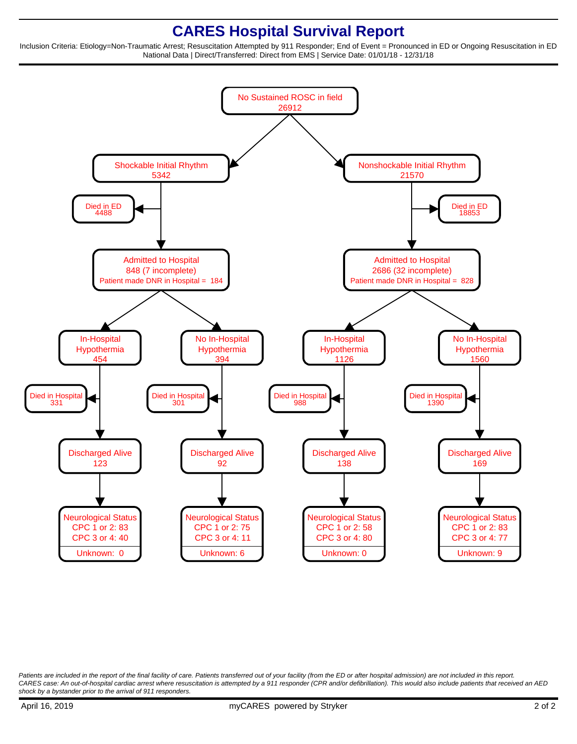# CARES Hospital Survival Report

Inclusion Criteria: Etiology=Non-Traumatic Arrest; Resuscitation Attempted by 911 Responder; End of Event = Pronounced in ED or Ongoing Resuscitation in ED
National Data | Direct/Transferred: Direct from EMS | Service Date: 01/01/18 - 12/31/18

No Sustained ROSC in field
26912

Shockable Initial Rhythm
5342

Died in ED
4488

Admitted to Hospital
848 (7 incomplete)
Patient made DNR in Hospital = 184

In-Hospital Hypothermia
454

Died in Hospital
331

Discharged Alive
123

Neurological Status
CPC 1 or 2: 83
CPC 3 or 4: 40
Unknown: 0

No In-Hospital Hypothermia
394

Died in Hospital
301

Discharged Alive
92

Neurological Status
CPC 1 or 2: 75
CPC 3 or 4: 11
Unknown: 6

Nonshockable Initial Rhythm
21570

Died in ED
18853

Admitted to Hospital
2686 (32 incomplete)
Patient made DNR in Hospital = 828

In-Hospital Hypothermia
1126

Died in Hospital
988

Discharged Alive
138

Neurological Status
CPC 1 or 2: 58
CPC 3 or 4: 80
Unknown: 0

No In-Hospital Hypothermia
1560

Died in Hospital
1390

Discharged Alive
169

Neurological Status
CPC 1 or 2: 83
CPC 3 or 4: 77
Unknown: 9

*Patients are included in the report of the final facility of care. Patients transferred out of your facility (from the ED or after hospital admission) are not included in this report.*
*CARES case: An out-of-hospital cardiac arrest where resuscitation is attempted by a 911 responder (CPR and/or defibrillation). This would also include patients that received an AED shock by a bystander prior to the arrival of 911 responders.*

April 16, 2019 | myCARES powered by Stryker